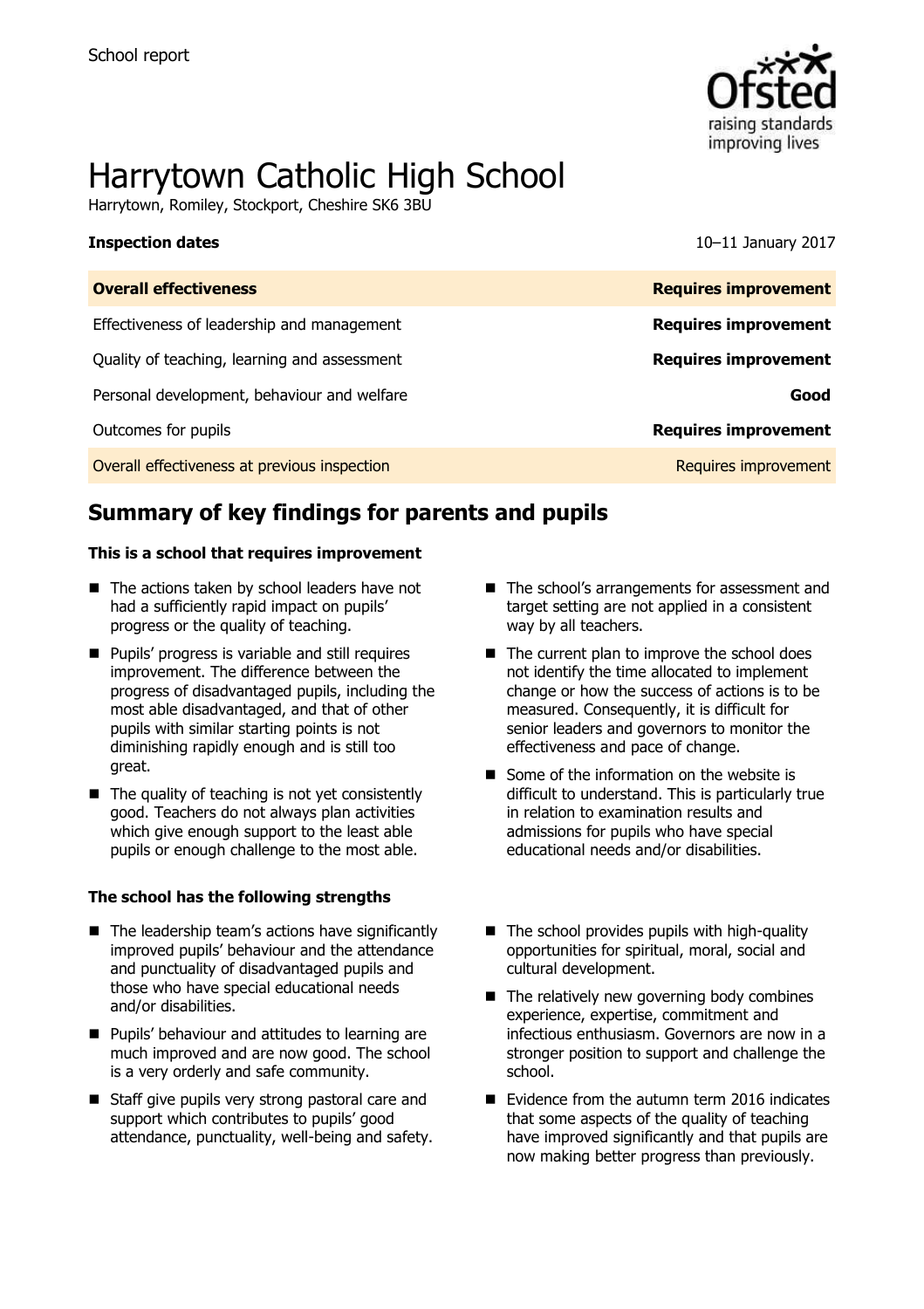School report

# Harrytown Catholic High School

Harrytown, Romiley, Stockport, Cheshire SK6 3BU

**Inspection dates** 10–11 January 2017

| **Overall effectiveness** | **Requires improvement** |
|---|---|
| Effectiveness of leadership and management | **Requires improvement** |
| Quality of teaching, learning and assessment | **Requires improvement** |
| Personal development, behaviour and welfare | **Good** |
| Outcomes for pupils | **Requires improvement** |
| Overall effectiveness at previous inspection | Requires improvement |

## Summary of key findings for parents and pupils

**This is a school that requires improvement**

- The actions taken by school leaders have not had a sufficiently rapid impact on pupils' progress or the quality of teaching.
- Pupils' progress is variable and still requires improvement. The difference between the progress of disadvantaged pupils, including the most able disadvantaged, and that of other pupils with similar starting points is not diminishing rapidly enough and is still too great.
- The quality of teaching is not yet consistently good. Teachers do not always plan activities which give enough support to the least able pupils or enough challenge to the most able.
- The school's arrangements for assessment and target setting are not applied in a consistent way by all teachers.
- The current plan to improve the school does not identify the time allocated to implement change or how the success of actions is to be measured. Consequently, it is difficult for senior leaders and governors to monitor the effectiveness and pace of change.
- Some of the information on the website is difficult to understand. This is particularly true in relation to examination results and admissions for pupils who have special educational needs and/or disabilities.

**The school has the following strengths**

- The leadership team's actions have significantly improved pupils' behaviour and the attendance and punctuality of disadvantaged pupils and those who have special educational needs and/or disabilities.
- Pupils' behaviour and attitudes to learning are much improved and are now good. The school is a very orderly and safe community.
- Staff give pupils very strong pastoral care and support which contributes to pupils' good attendance, punctuality, well-being and safety.
- The school provides pupils with high-quality opportunities for spiritual, moral, social and cultural development.
- The relatively new governing body combines experience, expertise, commitment and infectious enthusiasm. Governors are now in a stronger position to support and challenge the school.
- Evidence from the autumn term 2016 indicates that some aspects of the quality of teaching have improved significantly and that pupils are now making better progress than previously.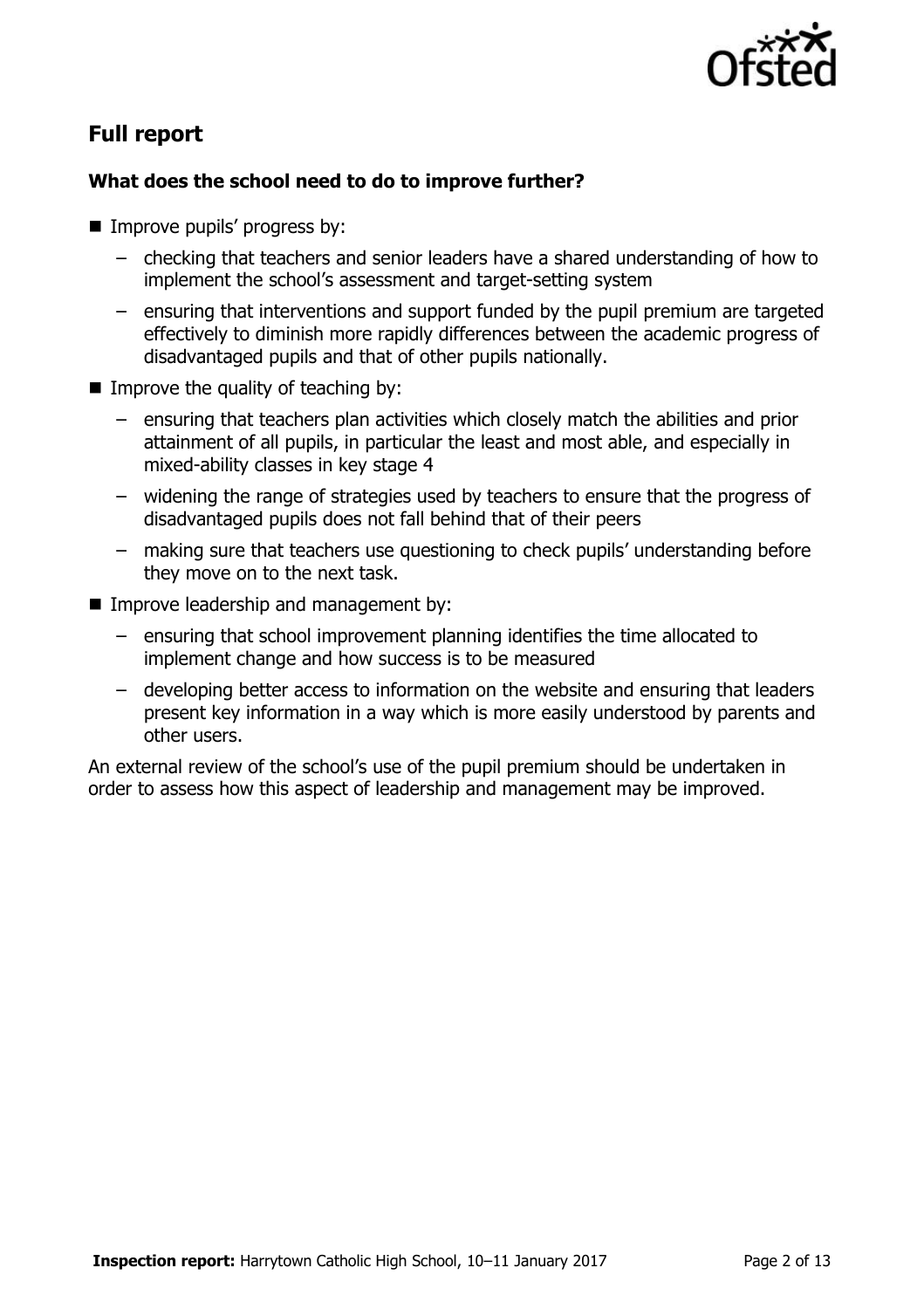## Full report

### What does the school need to do to improve further?

- Improve pupils' progress by:
  - checking that teachers and senior leaders have a shared understanding of how to implement the school's assessment and target-setting system
  - ensuring that interventions and support funded by the pupil premium are targeted effectively to diminish more rapidly differences between the academic progress of disadvantaged pupils and that of other pupils nationally.
- Improve the quality of teaching by:
  - ensuring that teachers plan activities which closely match the abilities and prior attainment of all pupils, in particular the least and most able, and especially in mixed-ability classes in key stage 4
  - widening the range of strategies used by teachers to ensure that the progress of disadvantaged pupils does not fall behind that of their peers
  - making sure that teachers use questioning to check pupils' understanding before they move on to the next task.
- Improve leadership and management by:
  - ensuring that school improvement planning identifies the time allocated to implement change and how success is to be measured
  - developing better access to information on the website and ensuring that leaders present key information in a way which is more easily understood by parents and other users.

An external review of the school's use of the pupil premium should be undertaken in order to assess how this aspect of leadership and management may be improved.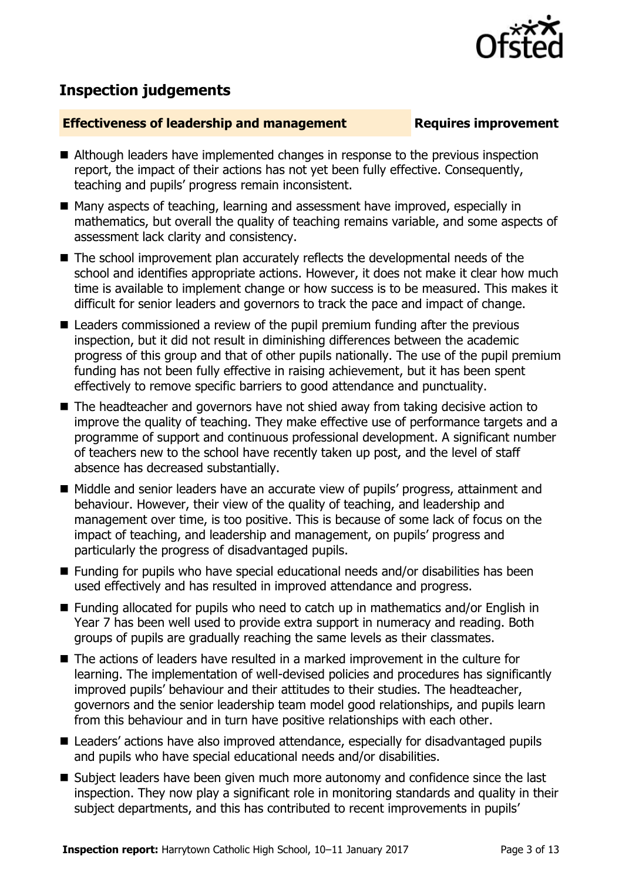## Inspection judgements

**Effectiveness of leadership and management** **Requires improvement**

- Although leaders have implemented changes in response to the previous inspection report, the impact of their actions has not yet been fully effective. Consequently, teaching and pupils' progress remain inconsistent.
- Many aspects of teaching, learning and assessment have improved, especially in mathematics, but overall the quality of teaching remains variable, and some aspects of assessment lack clarity and consistency.
- The school improvement plan accurately reflects the developmental needs of the school and identifies appropriate actions. However, it does not make it clear how much time is available to implement change or how success is to be measured. This makes it difficult for senior leaders and governors to track the pace and impact of change.
- Leaders commissioned a review of the pupil premium funding after the previous inspection, but it did not result in diminishing differences between the academic progress of this group and that of other pupils nationally. The use of the pupil premium funding has not been fully effective in raising achievement, but it has been spent effectively to remove specific barriers to good attendance and punctuality.
- The headteacher and governors have not shied away from taking decisive action to improve the quality of teaching. They make effective use of performance targets and a programme of support and continuous professional development. A significant number of teachers new to the school have recently taken up post, and the level of staff absence has decreased substantially.
- Middle and senior leaders have an accurate view of pupils' progress, attainment and behaviour. However, their view of the quality of teaching, and leadership and management over time, is too positive. This is because of some lack of focus on the impact of teaching, and leadership and management, on pupils' progress and particularly the progress of disadvantaged pupils.
- Funding for pupils who have special educational needs and/or disabilities has been used effectively and has resulted in improved attendance and progress.
- Funding allocated for pupils who need to catch up in mathematics and/or English in Year 7 has been well used to provide extra support in numeracy and reading. Both groups of pupils are gradually reaching the same levels as their classmates.
- The actions of leaders have resulted in a marked improvement in the culture for learning. The implementation of well-devised policies and procedures has significantly improved pupils' behaviour and their attitudes to their studies. The headteacher, governors and the senior leadership team model good relationships, and pupils learn from this behaviour and in turn have positive relationships with each other.
- Leaders' actions have also improved attendance, especially for disadvantaged pupils and pupils who have special educational needs and/or disabilities.
- Subject leaders have been given much more autonomy and confidence since the last inspection. They now play a significant role in monitoring standards and quality in their subject departments, and this has contributed to recent improvements in pupils'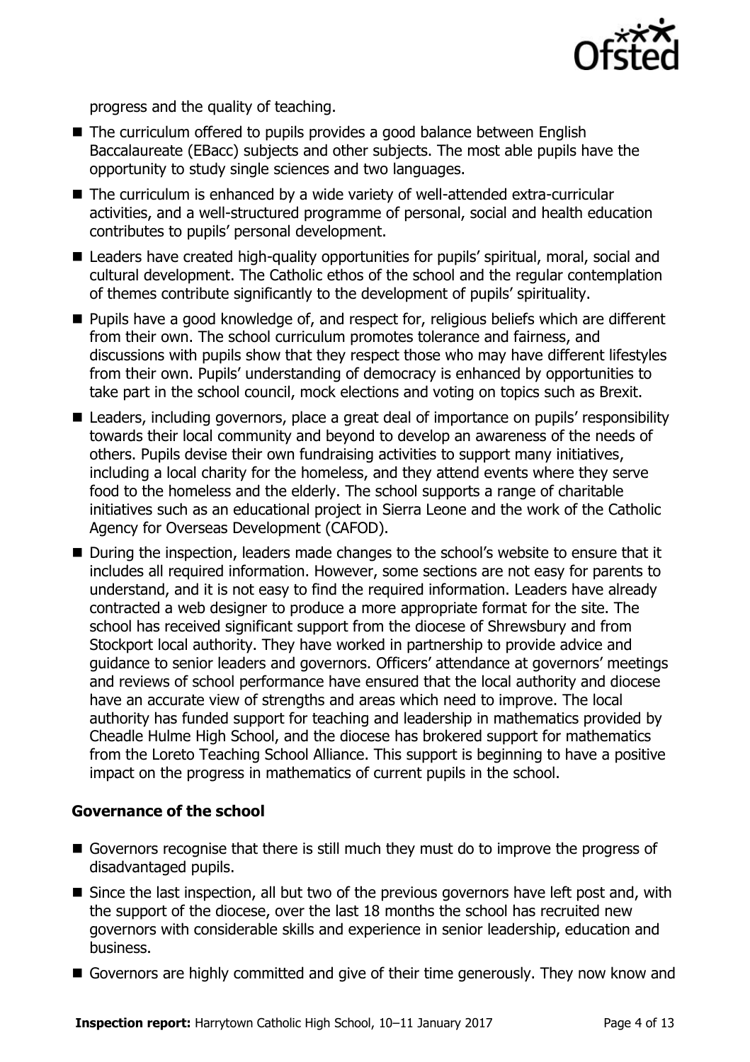progress and the quality of teaching.

- The curriculum offered to pupils provides a good balance between English Baccalaureate (EBacc) subjects and other subjects. The most able pupils have the opportunity to study single sciences and two languages.
- The curriculum is enhanced by a wide variety of well-attended extra-curricular activities, and a well-structured programme of personal, social and health education contributes to pupils' personal development.
- Leaders have created high-quality opportunities for pupils' spiritual, moral, social and cultural development. The Catholic ethos of the school and the regular contemplation of themes contribute significantly to the development of pupils' spirituality.
- Pupils have a good knowledge of, and respect for, religious beliefs which are different from their own. The school curriculum promotes tolerance and fairness, and discussions with pupils show that they respect those who may have different lifestyles from their own. Pupils' understanding of democracy is enhanced by opportunities to take part in the school council, mock elections and voting on topics such as Brexit.
- Leaders, including governors, place a great deal of importance on pupils' responsibility towards their local community and beyond to develop an awareness of the needs of others. Pupils devise their own fundraising activities to support many initiatives, including a local charity for the homeless, and they attend events where they serve food to the homeless and the elderly. The school supports a range of charitable initiatives such as an educational project in Sierra Leone and the work of the Catholic Agency for Overseas Development (CAFOD).
- During the inspection, leaders made changes to the school's website to ensure that it includes all required information. However, some sections are not easy for parents to understand, and it is not easy to find the required information. Leaders have already contracted a web designer to produce a more appropriate format for the site. The school has received significant support from the diocese of Shrewsbury and from Stockport local authority. They have worked in partnership to provide advice and guidance to senior leaders and governors. Officers' attendance at governors' meetings and reviews of school performance have ensured that the local authority and diocese have an accurate view of strengths and areas which need to improve. The local authority has funded support for teaching and leadership in mathematics provided by Cheadle Hulme High School, and the diocese has brokered support for mathematics from the Loreto Teaching School Alliance. This support is beginning to have a positive impact on the progress in mathematics of current pupils in the school.

### Governance of the school

- Governors recognise that there is still much they must do to improve the progress of disadvantaged pupils.
- Since the last inspection, all but two of the previous governors have left post and, with the support of the diocese, over the last 18 months the school has recruited new governors with considerable skills and experience in senior leadership, education and business.
- Governors are highly committed and give of their time generously. They now know and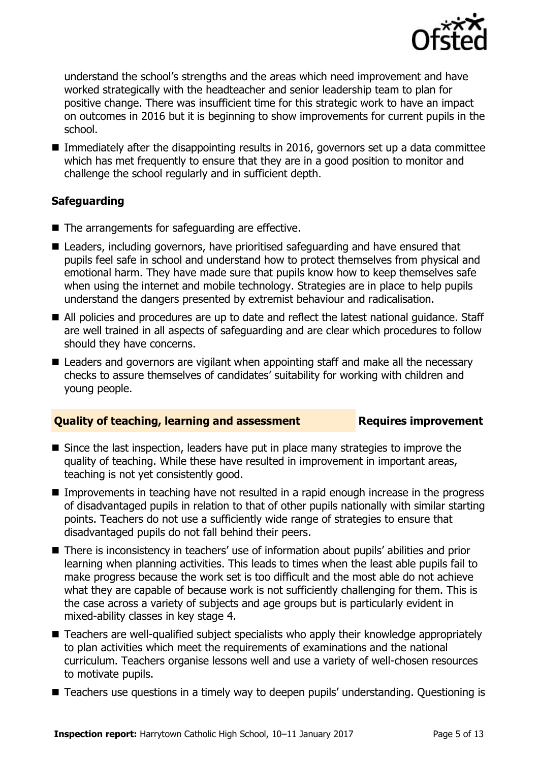understand the school's strengths and the areas which need improvement and have worked strategically with the headteacher and senior leadership team to plan for positive change. There was insufficient time for this strategic work to have an impact on outcomes in 2016 but it is beginning to show improvements for current pupils in the school.

- Immediately after the disappointing results in 2016, governors set up a data committee which has met frequently to ensure that they are in a good position to monitor and challenge the school regularly and in sufficient depth.

### Safeguarding

- The arrangements for safeguarding are effective.
- Leaders, including governors, have prioritised safeguarding and have ensured that pupils feel safe in school and understand how to protect themselves from physical and emotional harm. They have made sure that pupils know how to keep themselves safe when using the internet and mobile technology. Strategies are in place to help pupils understand the dangers presented by extremist behaviour and radicalisation.
- All policies and procedures are up to date and reflect the latest national guidance. Staff are well trained in all aspects of safeguarding and are clear which procedures to follow should they have concerns.
- Leaders and governors are vigilant when appointing staff and make all the necessary checks to assure themselves of candidates' suitability for working with children and young people.

## Quality of teaching, learning and assessment — Requires improvement

- Since the last inspection, leaders have put in place many strategies to improve the quality of teaching. While these have resulted in improvement in important areas, teaching is not yet consistently good.
- Improvements in teaching have not resulted in a rapid enough increase in the progress of disadvantaged pupils in relation to that of other pupils nationally with similar starting points. Teachers do not use a sufficiently wide range of strategies to ensure that disadvantaged pupils do not fall behind their peers.
- There is inconsistency in teachers' use of information about pupils' abilities and prior learning when planning activities. This leads to times when the least able pupils fail to make progress because the work set is too difficult and the most able do not achieve what they are capable of because work is not sufficiently challenging for them. This is the case across a variety of subjects and age groups but is particularly evident in mixed-ability classes in key stage 4.
- Teachers are well-qualified subject specialists who apply their knowledge appropriately to plan activities which meet the requirements of examinations and the national curriculum. Teachers organise lessons well and use a variety of well-chosen resources to motivate pupils.
- Teachers use questions in a timely way to deepen pupils' understanding. Questioning is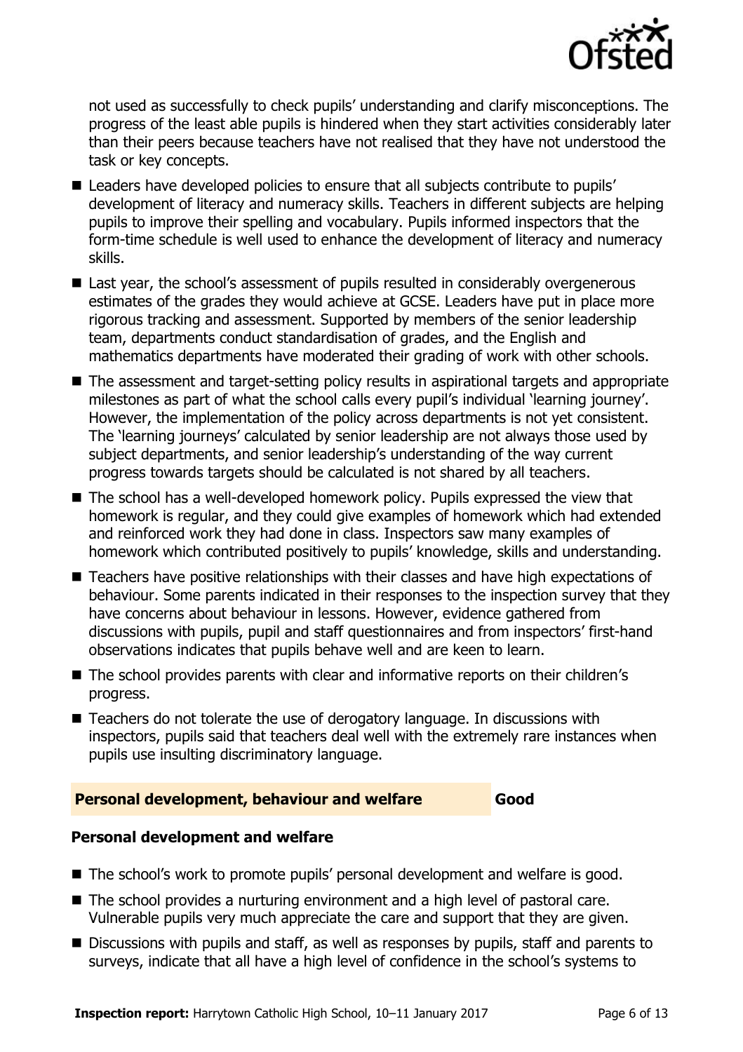not used as successfully to check pupils' understanding and clarify misconceptions. The progress of the least able pupils is hindered when they start activities considerably later than their peers because teachers have not realised that they have not understood the task or key concepts.

- Leaders have developed policies to ensure that all subjects contribute to pupils' development of literacy and numeracy skills. Teachers in different subjects are helping pupils to improve their spelling and vocabulary. Pupils informed inspectors that the form-time schedule is well used to enhance the development of literacy and numeracy skills.
- Last year, the school's assessment of pupils resulted in considerably overgenerous estimates of the grades they would achieve at GCSE. Leaders have put in place more rigorous tracking and assessment. Supported by members of the senior leadership team, departments conduct standardisation of grades, and the English and mathematics departments have moderated their grading of work with other schools.
- The assessment and target-setting policy results in aspirational targets and appropriate milestones as part of what the school calls every pupil's individual 'learning journey'. However, the implementation of the policy across departments is not yet consistent. The 'learning journeys' calculated by senior leadership are not always those used by subject departments, and senior leadership's understanding of the way current progress towards targets should be calculated is not shared by all teachers.
- The school has a well-developed homework policy. Pupils expressed the view that homework is regular, and they could give examples of homework which had extended and reinforced work they had done in class. Inspectors saw many examples of homework which contributed positively to pupils' knowledge, skills and understanding.
- Teachers have positive relationships with their classes and have high expectations of behaviour. Some parents indicated in their responses to the inspection survey that they have concerns about behaviour in lessons. However, evidence gathered from discussions with pupils, pupil and staff questionnaires and from inspectors' first-hand observations indicates that pupils behave well and are keen to learn.
- The school provides parents with clear and informative reports on their children's progress.
- Teachers do not tolerate the use of derogatory language. In discussions with inspectors, pupils said that teachers deal well with the extremely rare instances when pupils use insulting discriminatory language.

## Personal development, behaviour and welfare — Good

### Personal development and welfare

- The school's work to promote pupils' personal development and welfare is good.
- The school provides a nurturing environment and a high level of pastoral care. Vulnerable pupils very much appreciate the care and support that they are given.
- Discussions with pupils and staff, as well as responses by pupils, staff and parents to surveys, indicate that all have a high level of confidence in the school's systems to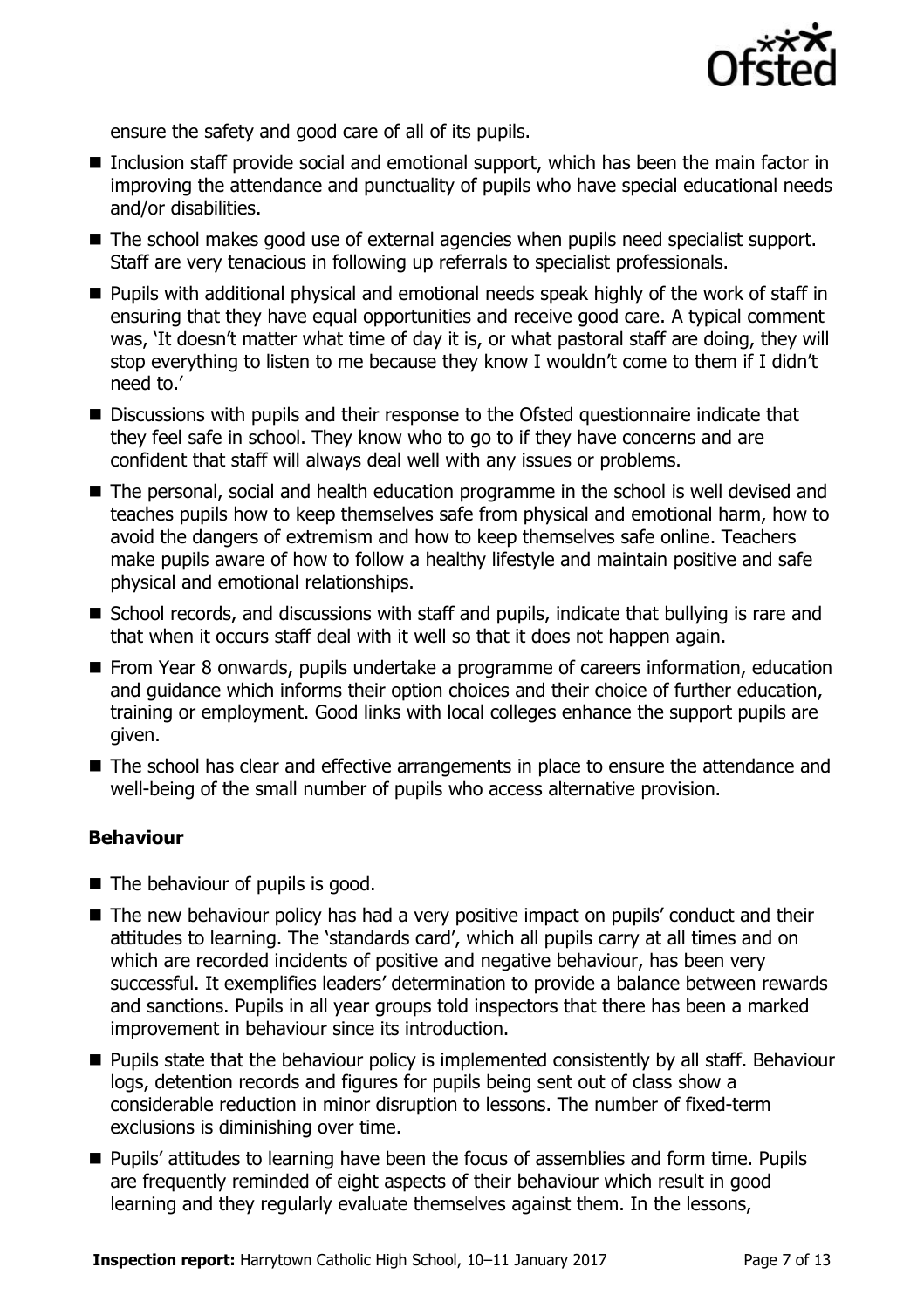ensure the safety and good care of all of its pupils.

- Inclusion staff provide social and emotional support, which has been the main factor in improving the attendance and punctuality of pupils who have special educational needs and/or disabilities.
- The school makes good use of external agencies when pupils need specialist support. Staff are very tenacious in following up referrals to specialist professionals.
- Pupils with additional physical and emotional needs speak highly of the work of staff in ensuring that they have equal opportunities and receive good care. A typical comment was, 'It doesn't matter what time of day it is, or what pastoral staff are doing, they will stop everything to listen to me because they know I wouldn't come to them if I didn't need to.'
- Discussions with pupils and their response to the Ofsted questionnaire indicate that they feel safe in school. They know who to go to if they have concerns and are confident that staff will always deal well with any issues or problems.
- The personal, social and health education programme in the school is well devised and teaches pupils how to keep themselves safe from physical and emotional harm, how to avoid the dangers of extremism and how to keep themselves safe online. Teachers make pupils aware of how to follow a healthy lifestyle and maintain positive and safe physical and emotional relationships.
- School records, and discussions with staff and pupils, indicate that bullying is rare and that when it occurs staff deal with it well so that it does not happen again.
- From Year 8 onwards, pupils undertake a programme of careers information, education and guidance which informs their option choices and their choice of further education, training or employment. Good links with local colleges enhance the support pupils are given.
- The school has clear and effective arrangements in place to ensure the attendance and well-being of the small number of pupils who access alternative provision.

### Behaviour

- The behaviour of pupils is good.
- The new behaviour policy has had a very positive impact on pupils' conduct and their attitudes to learning. The 'standards card', which all pupils carry at all times and on which are recorded incidents of positive and negative behaviour, has been very successful. It exemplifies leaders' determination to provide a balance between rewards and sanctions. Pupils in all year groups told inspectors that there has been a marked improvement in behaviour since its introduction.
- Pupils state that the behaviour policy is implemented consistently by all staff. Behaviour logs, detention records and figures for pupils being sent out of class show a considerable reduction in minor disruption to lessons. The number of fixed-term exclusions is diminishing over time.
- Pupils' attitudes to learning have been the focus of assemblies and form time. Pupils are frequently reminded of eight aspects of their behaviour which result in good learning and they regularly evaluate themselves against them. In the lessons,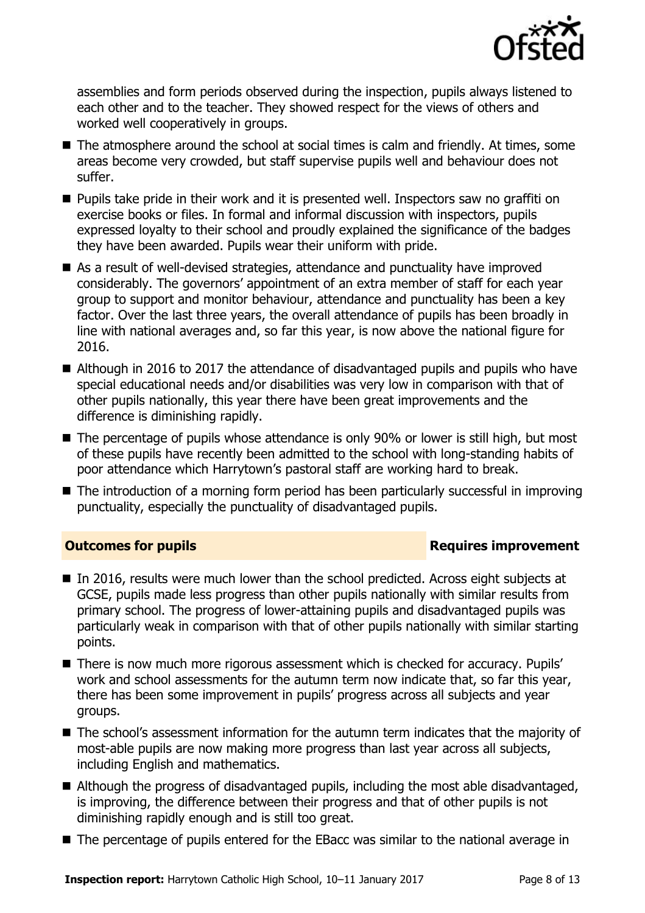assemblies and form periods observed during the inspection, pupils always listened to each other and to the teacher. They showed respect for the views of others and worked well cooperatively in groups.

- The atmosphere around the school at social times is calm and friendly. At times, some areas become very crowded, but staff supervise pupils well and behaviour does not suffer.
- Pupils take pride in their work and it is presented well. Inspectors saw no graffiti on exercise books or files. In formal and informal discussion with inspectors, pupils expressed loyalty to their school and proudly explained the significance of the badges they have been awarded. Pupils wear their uniform with pride.
- As a result of well-devised strategies, attendance and punctuality have improved considerably. The governors' appointment of an extra member of staff for each year group to support and monitor behaviour, attendance and punctuality has been a key factor. Over the last three years, the overall attendance of pupils has been broadly in line with national averages and, so far this year, is now above the national figure for 2016.
- Although in 2016 to 2017 the attendance of disadvantaged pupils and pupils who have special educational needs and/or disabilities was very low in comparison with that of other pupils nationally, this year there have been great improvements and the difference is diminishing rapidly.
- The percentage of pupils whose attendance is only 90% or lower is still high, but most of these pupils have recently been admitted to the school with long-standing habits of poor attendance which Harrytown's pastoral staff are working hard to break.
- The introduction of a morning form period has been particularly successful in improving punctuality, especially the punctuality of disadvantaged pupils.

## Outcomes for pupils — Requires improvement

- In 2016, results were much lower than the school predicted. Across eight subjects at GCSE, pupils made less progress than other pupils nationally with similar results from primary school. The progress of lower-attaining pupils and disadvantaged pupils was particularly weak in comparison with that of other pupils nationally with similar starting points.
- There is now much more rigorous assessment which is checked for accuracy. Pupils' work and school assessments for the autumn term now indicate that, so far this year, there has been some improvement in pupils' progress across all subjects and year groups.
- The school's assessment information for the autumn term indicates that the majority of most-able pupils are now making more progress than last year across all subjects, including English and mathematics.
- Although the progress of disadvantaged pupils, including the most able disadvantaged, is improving, the difference between their progress and that of other pupils is not diminishing rapidly enough and is still too great.
- The percentage of pupils entered for the EBacc was similar to the national average in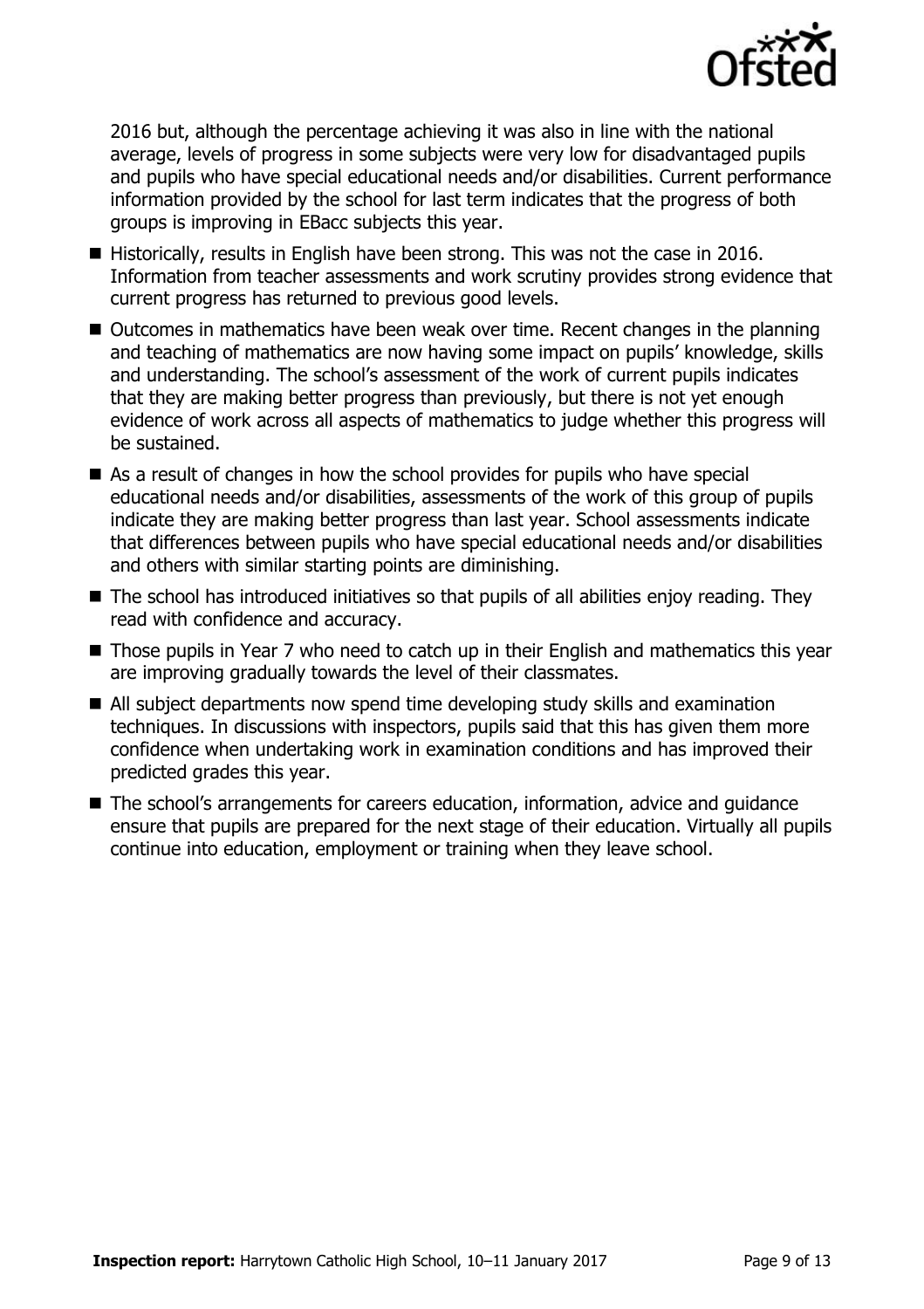2016 but, although the percentage achieving it was also in line with the national average, levels of progress in some subjects were very low for disadvantaged pupils and pupils who have special educational needs and/or disabilities. Current performance information provided by the school for last term indicates that the progress of both groups is improving in EBacc subjects this year.

- Historically, results in English have been strong. This was not the case in 2016. Information from teacher assessments and work scrutiny provides strong evidence that current progress has returned to previous good levels.
- Outcomes in mathematics have been weak over time. Recent changes in the planning and teaching of mathematics are now having some impact on pupils' knowledge, skills and understanding. The school's assessment of the work of current pupils indicates that they are making better progress than previously, but there is not yet enough evidence of work across all aspects of mathematics to judge whether this progress will be sustained.
- As a result of changes in how the school provides for pupils who have special educational needs and/or disabilities, assessments of the work of this group of pupils indicate they are making better progress than last year. School assessments indicate that differences between pupils who have special educational needs and/or disabilities and others with similar starting points are diminishing.
- The school has introduced initiatives so that pupils of all abilities enjoy reading. They read with confidence and accuracy.
- Those pupils in Year 7 who need to catch up in their English and mathematics this year are improving gradually towards the level of their classmates.
- All subject departments now spend time developing study skills and examination techniques. In discussions with inspectors, pupils said that this has given them more confidence when undertaking work in examination conditions and has improved their predicted grades this year.
- The school's arrangements for careers education, information, advice and guidance ensure that pupils are prepared for the next stage of their education. Virtually all pupils continue into education, employment or training when they leave school.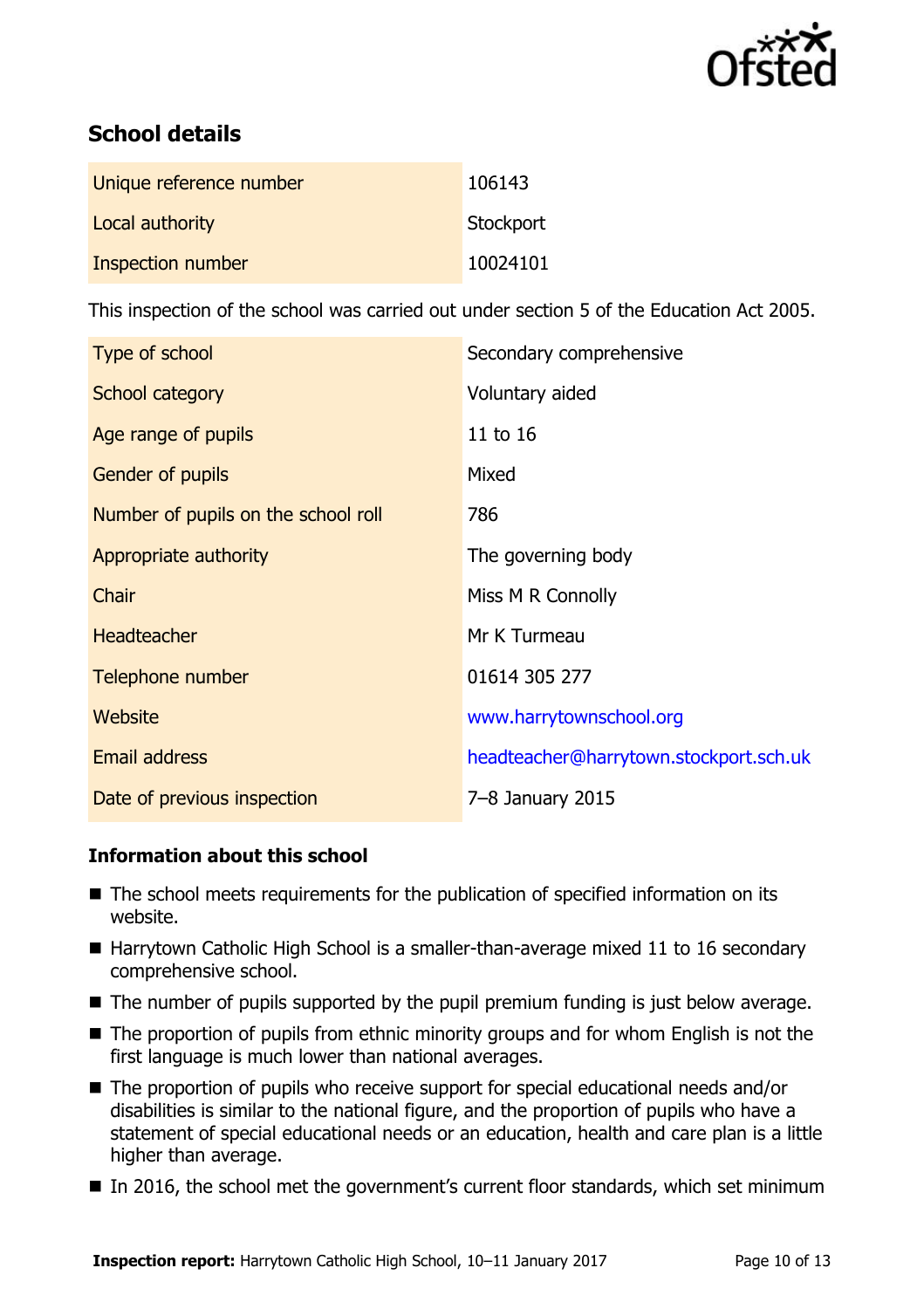## School details

| | |
|---|---|
| Unique reference number | 106143 |
| Local authority | Stockport |
| Inspection number | 10024101 |

This inspection of the school was carried out under section 5 of the Education Act 2005.

| | |
|---|---|
| Type of school | Secondary comprehensive |
| School category | Voluntary aided |
| Age range of pupils | 11 to 16 |
| Gender of pupils | Mixed |
| Number of pupils on the school roll | 786 |
| Appropriate authority | The governing body |
| Chair | Miss M R Connolly |
| Headteacher | Mr K Turmeau |
| Telephone number | 01614 305 277 |
| Website | www.harrytownschool.org |
| Email address | headteacher@harrytown.stockport.sch.uk |
| Date of previous inspection | 7–8 January 2015 |

### Information about this school

- The school meets requirements for the publication of specified information on its website.
- Harrytown Catholic High School is a smaller-than-average mixed 11 to 16 secondary comprehensive school.
- The number of pupils supported by the pupil premium funding is just below average.
- The proportion of pupils from ethnic minority groups and for whom English is not the first language is much lower than national averages.
- The proportion of pupils who receive support for special educational needs and/or disabilities is similar to the national figure, and the proportion of pupils who have a statement of special educational needs or an education, health and care plan is a little higher than average.
- In 2016, the school met the government's current floor standards, which set minimum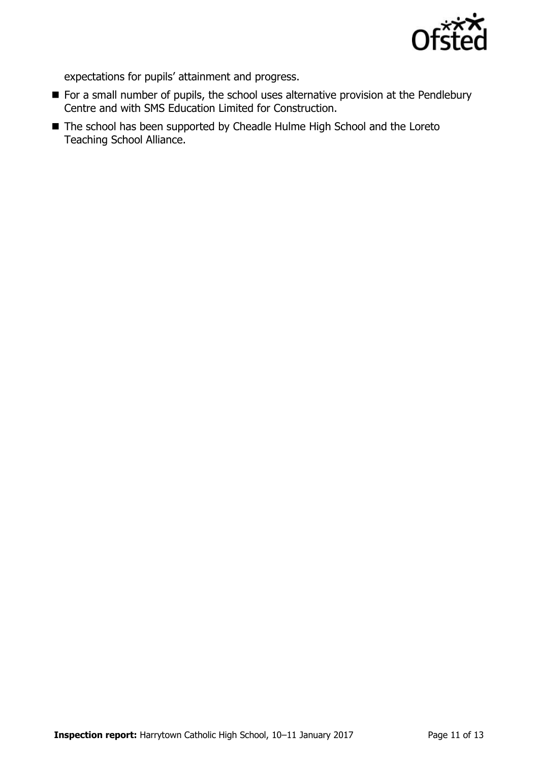expectations for pupils' attainment and progress.

- For a small number of pupils, the school uses alternative provision at the Pendlebury Centre and with SMS Education Limited for Construction.
- The school has been supported by Cheadle Hulme High School and the Loreto Teaching School Alliance.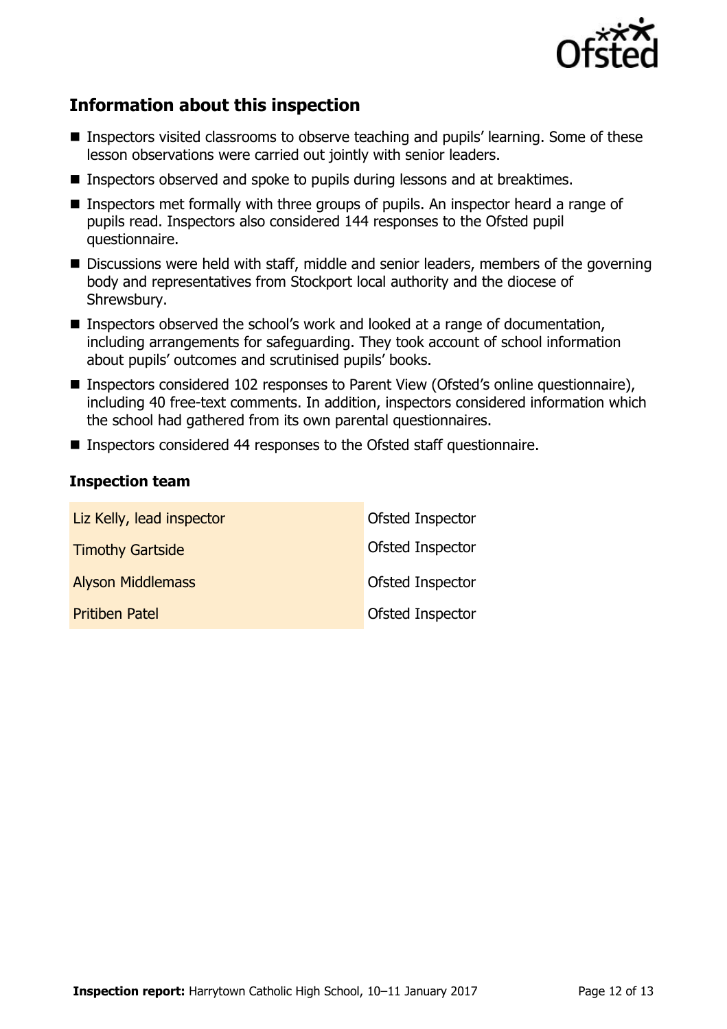## Information about this inspection

- Inspectors visited classrooms to observe teaching and pupils' learning. Some of these lesson observations were carried out jointly with senior leaders.
- Inspectors observed and spoke to pupils during lessons and at breaktimes.
- Inspectors met formally with three groups of pupils. An inspector heard a range of pupils read. Inspectors also considered 144 responses to the Ofsted pupil questionnaire.
- Discussions were held with staff, middle and senior leaders, members of the governing body and representatives from Stockport local authority and the diocese of Shrewsbury.
- Inspectors observed the school's work and looked at a range of documentation, including arrangements for safeguarding. They took account of school information about pupils' outcomes and scrutinised pupils' books.
- Inspectors considered 102 responses to Parent View (Ofsted's online questionnaire), including 40 free-text comments. In addition, inspectors considered information which the school had gathered from its own parental questionnaires.
- Inspectors considered 44 responses to the Ofsted staff questionnaire.

### Inspection team

| | |
|---|---|
| Liz Kelly, lead inspector | Ofsted Inspector |
| Timothy Gartside | Ofsted Inspector |
| Alyson Middlemass | Ofsted Inspector |
| Pritiben Patel | Ofsted Inspector |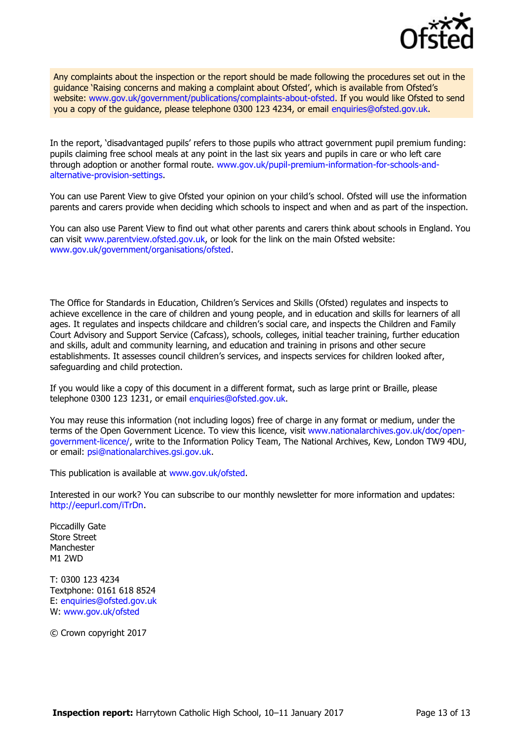Any complaints about the inspection or the report should be made following the procedures set out in the guidance 'Raising concerns and making a complaint about Ofsted', which is available from Ofsted's website: www.gov.uk/government/publications/complaints-about-ofsted. If you would like Ofsted to send you a copy of the guidance, please telephone 0300 123 4234, or email enquiries@ofsted.gov.uk.

In the report, 'disadvantaged pupils' refers to those pupils who attract government pupil premium funding: pupils claiming free school meals at any point in the last six years and pupils in care or who left care through adoption or another formal route. www.gov.uk/pupil-premium-information-for-schools-and-alternative-provision-settings.

You can use Parent View to give Ofsted your opinion on your child's school. Ofsted will use the information parents and carers provide when deciding which schools to inspect and when and as part of the inspection.

You can also use Parent View to find out what other parents and carers think about schools in England. You can visit www.parentview.ofsted.gov.uk, or look for the link on the main Ofsted website: www.gov.uk/government/organisations/ofsted.

The Office for Standards in Education, Children's Services and Skills (Ofsted) regulates and inspects to achieve excellence in the care of children and young people, and in education and skills for learners of all ages. It regulates and inspects childcare and children's social care, and inspects the Children and Family Court Advisory and Support Service (Cafcass), schools, colleges, initial teacher training, further education and skills, adult and community learning, and education and training in prisons and other secure establishments. It assesses council children's services, and inspects services for children looked after, safeguarding and child protection.

If you would like a copy of this document in a different format, such as large print or Braille, please telephone 0300 123 1231, or email enquiries@ofsted.gov.uk.

You may reuse this information (not including logos) free of charge in any format or medium, under the terms of the Open Government Licence. To view this licence, visit www.nationalarchives.gov.uk/doc/open-government-licence/, write to the Information Policy Team, The National Archives, Kew, London TW9 4DU, or email: psi@nationalarchives.gsi.gov.uk.

This publication is available at www.gov.uk/ofsted.

Interested in our work? You can subscribe to our monthly newsletter for more information and updates: http://eepurl.com/iTrDn.

Piccadilly Gate
Store Street
Manchester
M1 2WD

T: 0300 123 4234
Textphone: 0161 618 8524
E: enquiries@ofsted.gov.uk
W: www.gov.uk/ofsted

© Crown copyright 2017